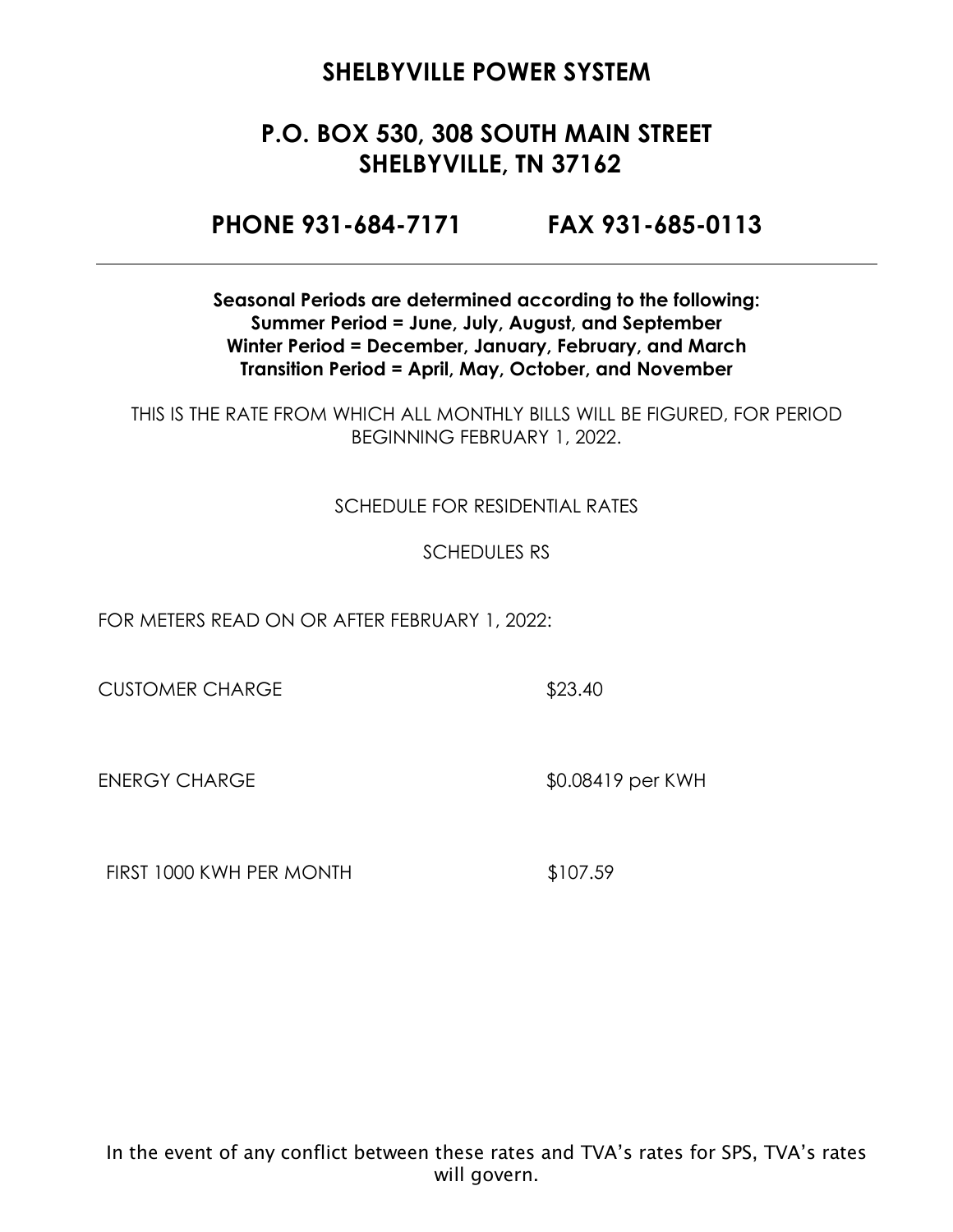# SHELBYVILLE POWER SYSTEM

## P.O. BOX 530, 308 SOUTH MAIN STREET
## SHELBYVILLE, TN 37162

## PHONE 931-684-7171 FAX 931-685-0113

---

**Seasonal Periods are determined according to the following:**
**Summer Period = June, July, August, and September**
**Winter Period = December, January, February, and March**
**Transition Period = April, May, October, and November**

THIS IS THE RATE FROM WHICH ALL MONTHLY BILLS WILL BE FIGURED, FOR PERIOD BEGINNING FEBRUARY 1, 2022.

SCHEDULE FOR RESIDENTIAL RATES

SCHEDULES RS

FOR METERS READ ON OR AFTER FEBRUARY 1, 2022:

| | |
|---|---|
| CUSTOMER CHARGE | $23.40 |
| ENERGY CHARGE | $0.08419 per KWH |
| FIRST 1000 KWH PER MONTH | $107.59 |

In the event of any conflict between these rates and TVA's rates for SPS, TVA's rates will govern.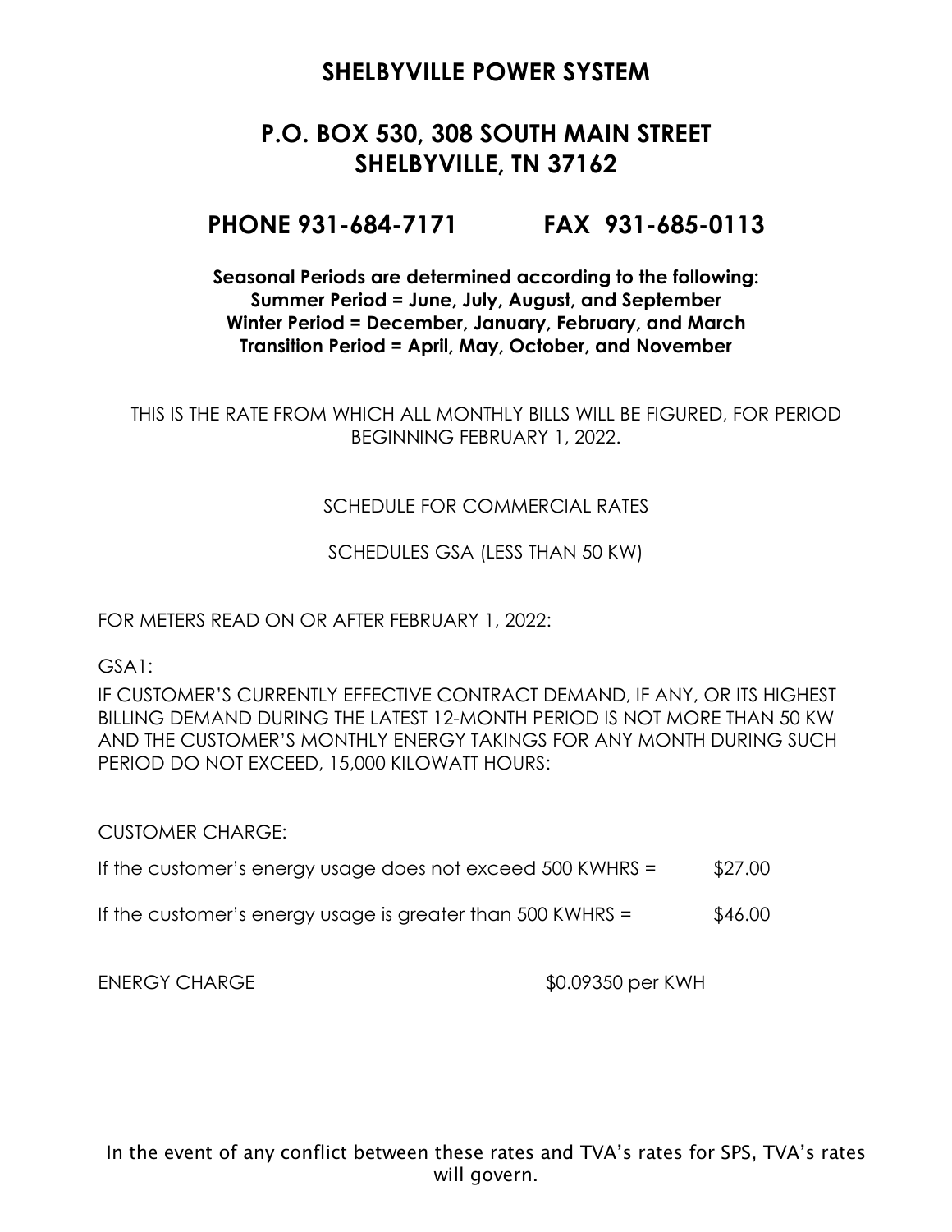# SHELBYVILLE POWER SYSTEM

## P.O. BOX 530, 308 SOUTH MAIN STREET
## SHELBYVILLE, TN 37162

## PHONE 931-684-7171 FAX 931-685-0113

---

**Seasonal Periods are determined according to the following:**
**Summer Period = June, July, August, and September**
**Winter Period = December, January, February, and March**
**Transition Period = April, May, October, and November**

THIS IS THE RATE FROM WHICH ALL MONTHLY BILLS WILL BE FIGURED, FOR PERIOD BEGINNING FEBRUARY 1, 2022.

SCHEDULE FOR COMMERCIAL RATES

SCHEDULES GSA (LESS THAN 50 KW)

FOR METERS READ ON OR AFTER FEBRUARY 1, 2022:

GSA1:

IF CUSTOMER'S CURRENTLY EFFECTIVE CONTRACT DEMAND, IF ANY, OR ITS HIGHEST BILLING DEMAND DURING THE LATEST 12-MONTH PERIOD IS NOT MORE THAN 50 KW AND THE CUSTOMER'S MONTHLY ENERGY TAKINGS FOR ANY MONTH DURING SUCH PERIOD DO NOT EXCEED, 15,000 KILOWATT HOURS:

CUSTOMER CHARGE:

If the customer's energy usage does not exceed 500 KWHRS = $27.00

If the customer's energy usage is greater than 500 KWHRS = $46.00

ENERGY CHARGE $0.09350 per KWH

In the event of any conflict between these rates and TVA's rates for SPS, TVA's rates will govern.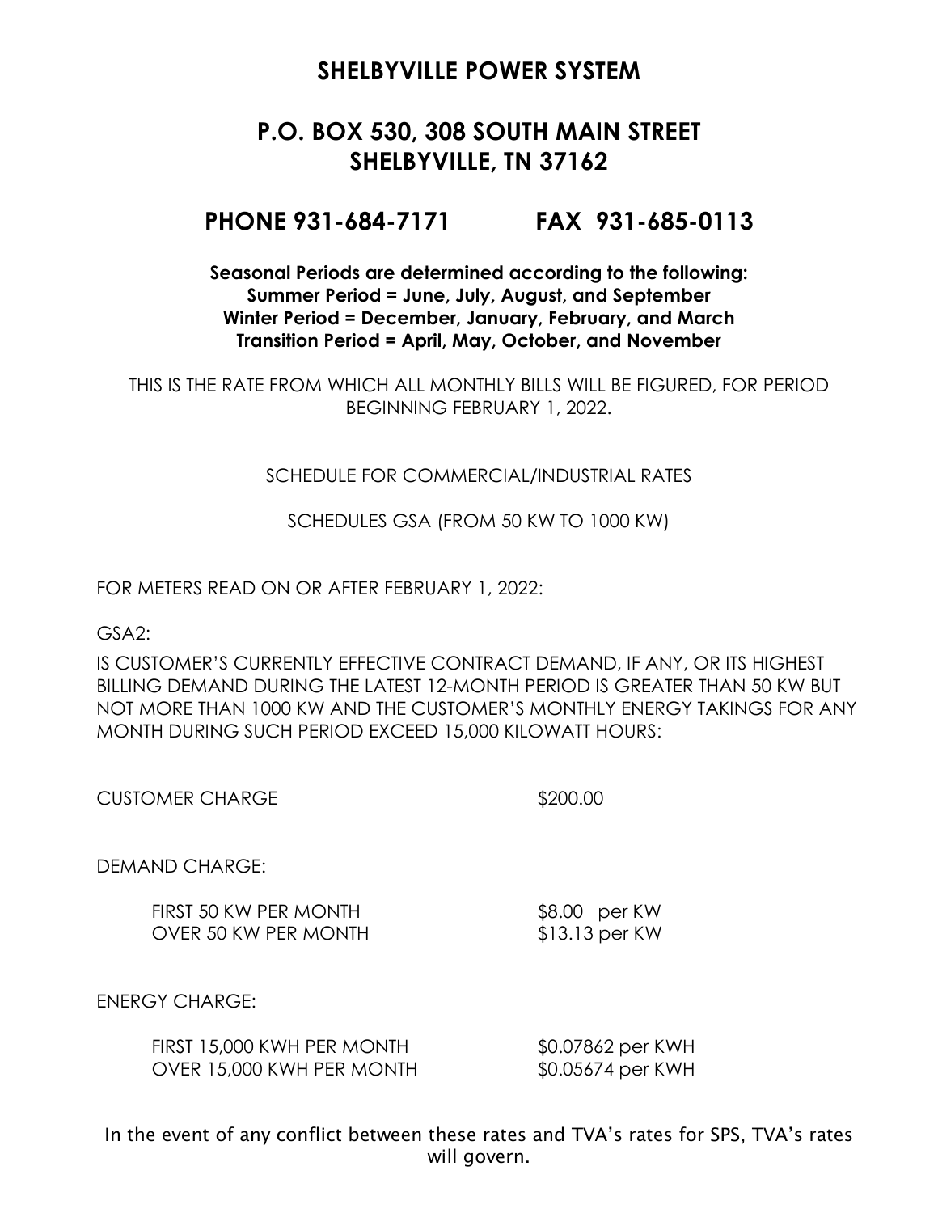# SHELBYVILLE POWER SYSTEM

## P.O. BOX 530, 308 SOUTH MAIN STREET
## SHELBYVILLE, TN 37162

## PHONE 931-684-7171 FAX 931-685-0113

---

**Seasonal Periods are determined according to the following:**
**Summer Period = June, July, August, and September**
**Winter Period = December, January, February, and March**
**Transition Period = April, May, October, and November**

THIS IS THE RATE FROM WHICH ALL MONTHLY BILLS WILL BE FIGURED, FOR PERIOD BEGINNING FEBRUARY 1, 2022.

SCHEDULE FOR COMMERCIAL/INDUSTRIAL RATES

SCHEDULES GSA (FROM 50 KW TO 1000 KW)

FOR METERS READ ON OR AFTER FEBRUARY 1, 2022:

GSA2:

IS CUSTOMER'S CURRENTLY EFFECTIVE CONTRACT DEMAND, IF ANY, OR ITS HIGHEST BILLING DEMAND DURING THE LATEST 12-MONTH PERIOD IS GREATER THAN 50 KW BUT NOT MORE THAN 1000 KW AND THE CUSTOMER'S MONTHLY ENERGY TAKINGS FOR ANY MONTH DURING SUCH PERIOD EXCEED 15,000 KILOWATT HOURS:

CUSTOMER CHARGE $200.00

DEMAND CHARGE:

| | |
|---|---|
| FIRST 50 KW PER MONTH | $8.00 per KW |
| OVER 50 KW PER MONTH | $13.13 per KW |

ENERGY CHARGE:

| | |
|---|---|
| FIRST 15,000 KWH PER MONTH | $0.07862 per KWH |
| OVER 15,000 KWH PER MONTH | $0.05674 per KWH |

In the event of any conflict between these rates and TVA's rates for SPS, TVA's rates will govern.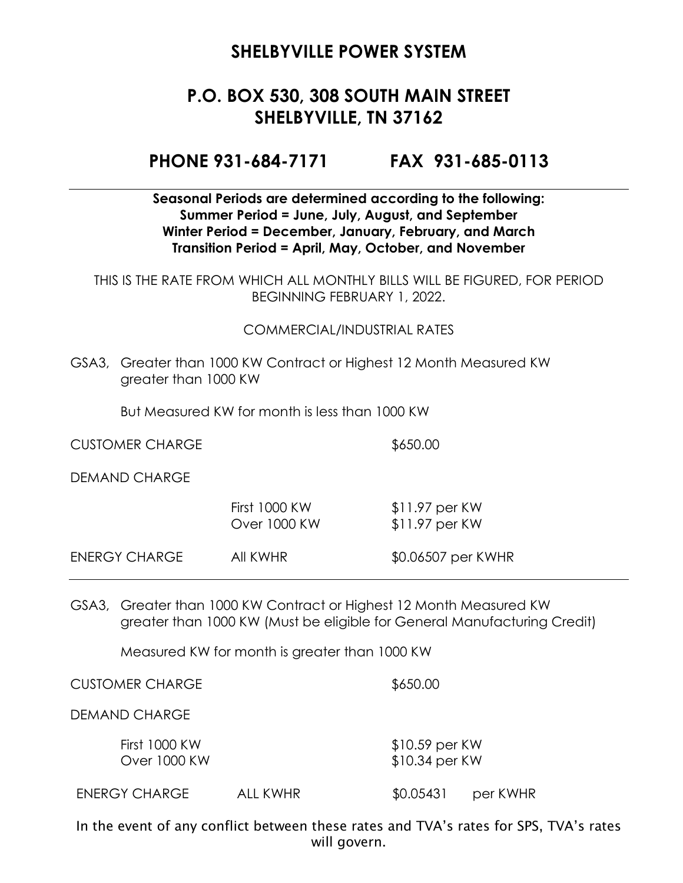## SHELBYVILLE POWER SYSTEM

## P.O. BOX 530, 308 SOUTH MAIN STREET
## SHELBYVILLE, TN 37162

## PHONE 931-684-7171 FAX 931-685-0113

---

**Seasonal Periods are determined according to the following:**
**Summer Period = June, July, August, and September**
**Winter Period = December, January, February, and March**
**Transition Period = April, May, October, and November**

THIS IS THE RATE FROM WHICH ALL MONTHLY BILLS WILL BE FIGURED, FOR PERIOD BEGINNING FEBRUARY 1, 2022.

COMMERCIAL/INDUSTRIAL RATES

GSA3, Greater than 1000 KW Contract or Highest 12 Month Measured KW greater than 1000 KW

But Measured KW for month is less than 1000 KW

| | | |
|---|---|---|
| CUSTOMER CHARGE | | $650.00 |
| DEMAND CHARGE | | |
| | First 1000 KW | $11.97 per KW |
| | Over 1000 KW | $11.97 per KW |
| ENERGY CHARGE | All KWHR | $0.06507 per KWHR |

---

GSA3, Greater than 1000 KW Contract or Highest 12 Month Measured KW greater than 1000 KW (Must be eligible for General Manufacturing Credit)

Measured KW for month is greater than 1000 KW

| | | |
|---|---|---|
| CUSTOMER CHARGE | | $650.00 |
| DEMAND CHARGE | | |
| First 1000 KW | | $10.59 per KW |
| Over 1000 KW | | $10.34 per KW |
| ENERGY CHARGE | ALL KWHR | $0.05431 per KWHR |

In the event of any conflict between these rates and TVA's rates for SPS, TVA's rates will govern.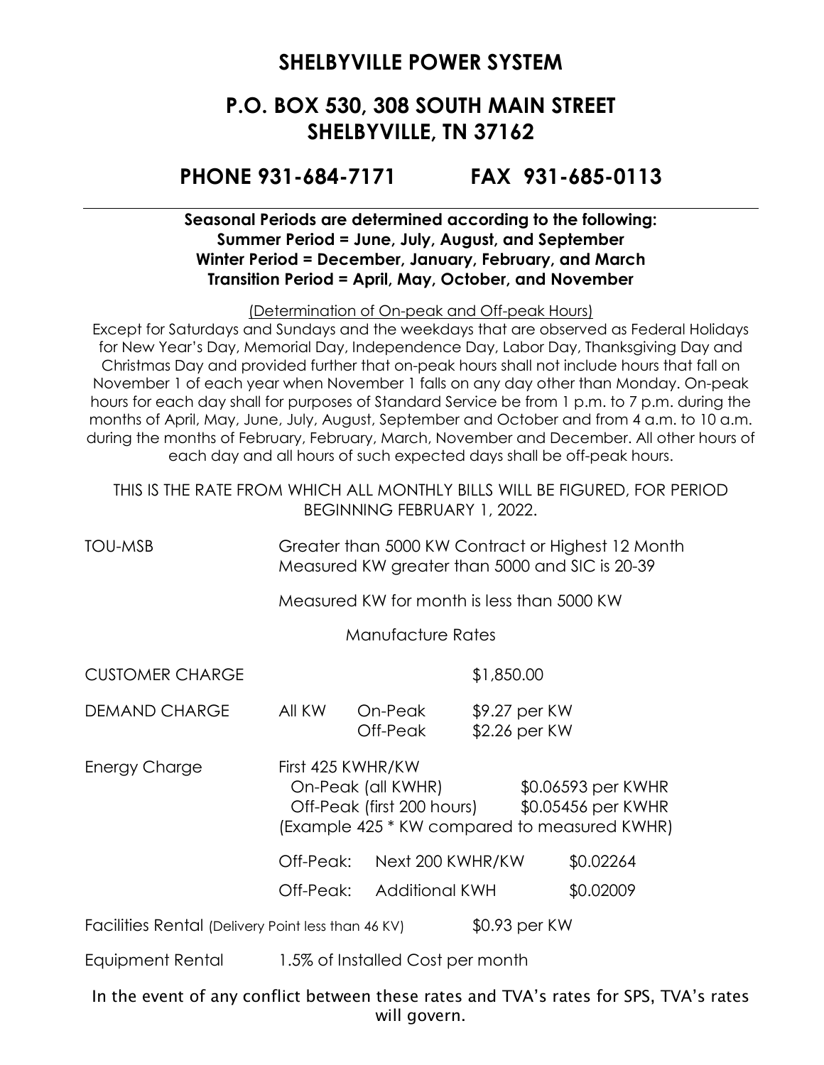## SHELBYVILLE POWER SYSTEM

## P.O. BOX 530, 308 SOUTH MAIN STREET
## SHELBYVILLE, TN 37162

## PHONE 931-684-7171 FAX 931-685-0113

---

**Seasonal Periods are determined according to the following:**
**Summer Period = June, July, August, and September**
**Winter Period = December, January, February, and March**
**Transition Period = April, May, October, and November**

(Determination of On-peak and Off-peak Hours)

Except for Saturdays and Sundays and the weekdays that are observed as Federal Holidays for New Year's Day, Memorial Day, Independence Day, Labor Day, Thanksgiving Day and Christmas Day and provided further that on-peak hours shall not include hours that fall on November 1 of each year when November 1 falls on any day other than Monday. On-peak hours for each day shall for purposes of Standard Service be from 1 p.m. to 7 p.m. during the months of April, May, June, July, August, September and October and from 4 a.m. to 10 a.m. during the months of February, February, March, November and December. All other hours of each day and all hours of such expected days shall be off-peak hours.

THIS IS THE RATE FROM WHICH ALL MONTHLY BILLS WILL BE FIGURED, FOR PERIOD BEGINNING FEBRUARY 1, 2022.

TOU-MSB — Greater than 5000 KW Contract or Highest 12 Month Measured KW greater than 5000 and SIC is 20-39

Measured KW for month is less than 5000 KW

Manufacture Rates

| | | | | |
|---|---|---|---|---|
| CUSTOMER CHARGE | | | $1,850.00 | |
| DEMAND CHARGE | All KW | On-Peak | $9.27 per KW | |
| | | Off-Peak | $2.26 per KW | |
| Energy Charge | First 425 KWHR/KW | | | |
| | On-Peak (all KWHR) | | | $0.06593 per KWHR |
| | Off-Peak (first 200 hours) | | | $0.05456 per KWHR |
| | (Example 425 * KW compared to measured KWHR) | | | |
| | Off-Peak: | Next 200 KWHR/KW | | $0.02264 |
| | Off-Peak: | Additional KWH | | $0.02009 |
| Facilities Rental (Delivery Point less than 46 KV) | | | $0.93 per KW | |
| Equipment Rental | 1.5% of Installed Cost per month | | | |

In the event of any conflict between these rates and TVA's rates for SPS, TVA's rates will govern.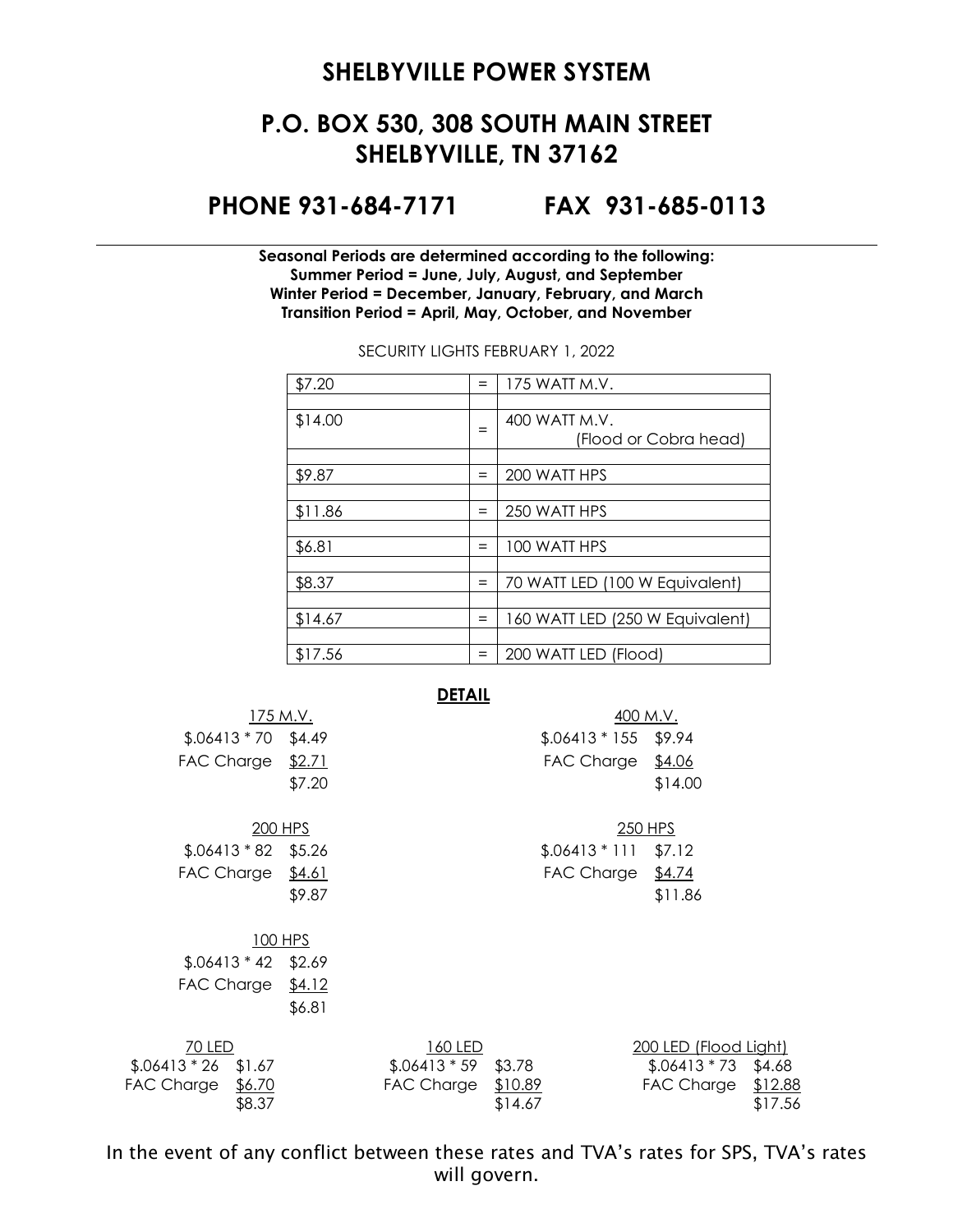# SHELBYVILLE POWER SYSTEM

## P.O. BOX 530, 308 SOUTH MAIN STREET
## SHELBYVILLE, TN 37162

## PHONE 931-684-7171 FAX 931-685-0113

---

**Seasonal Periods are determined according to the following:**
**Summer Period = June, July, August, and September**
**Winter Period = December, January, February, and March**
**Transition Period = April, May, October, and November**

SECURITY LIGHTS FEBRUARY 1, 2022

| | | |
|---|---|---|
| $7.20 | = | 175 WATT M.V. |
| $14.00 | = | 400 WATT M.V. (Flood or Cobra head) |
| $9.87 | = | 200 WATT HPS |
| $11.86 | = | 250 WATT HPS |
| $6.81 | = | 100 WATT HPS |
| $8.37 | = | 70 WATT LED (100 W Equivalent) |
| $14.67 | = | 160 WATT LED (250 W Equivalent) |
| $17.56 | = | 200 WATT LED (Flood) |

**DETAIL**

175 M.V.
$.06413 * 70 $4.49
FAC Charge $2.71
$7.20

400 M.V.
$.06413 * 155 $9.94
FAC Charge $4.06
$14.00

200 HPS
$.06413 * 82 $5.26
FAC Charge $4.61
$9.87

250 HPS
$.06413 * 111 $7.12
FAC Charge $4.74
$11.86

100 HPS
$.06413 * 42 $2.69
FAC Charge $4.12
$6.81

70 LED
$.06413 * 26 $1.67
FAC Charge $6.70
$8.37

160 LED
$.06413 * 59 $3.78
FAC Charge $10.89
$14.67

200 LED (Flood Light)
$.06413 * 73 $4.68
FAC Charge $12.88
$17.56

In the event of any conflict between these rates and TVA's rates for SPS, TVA's rates will govern.